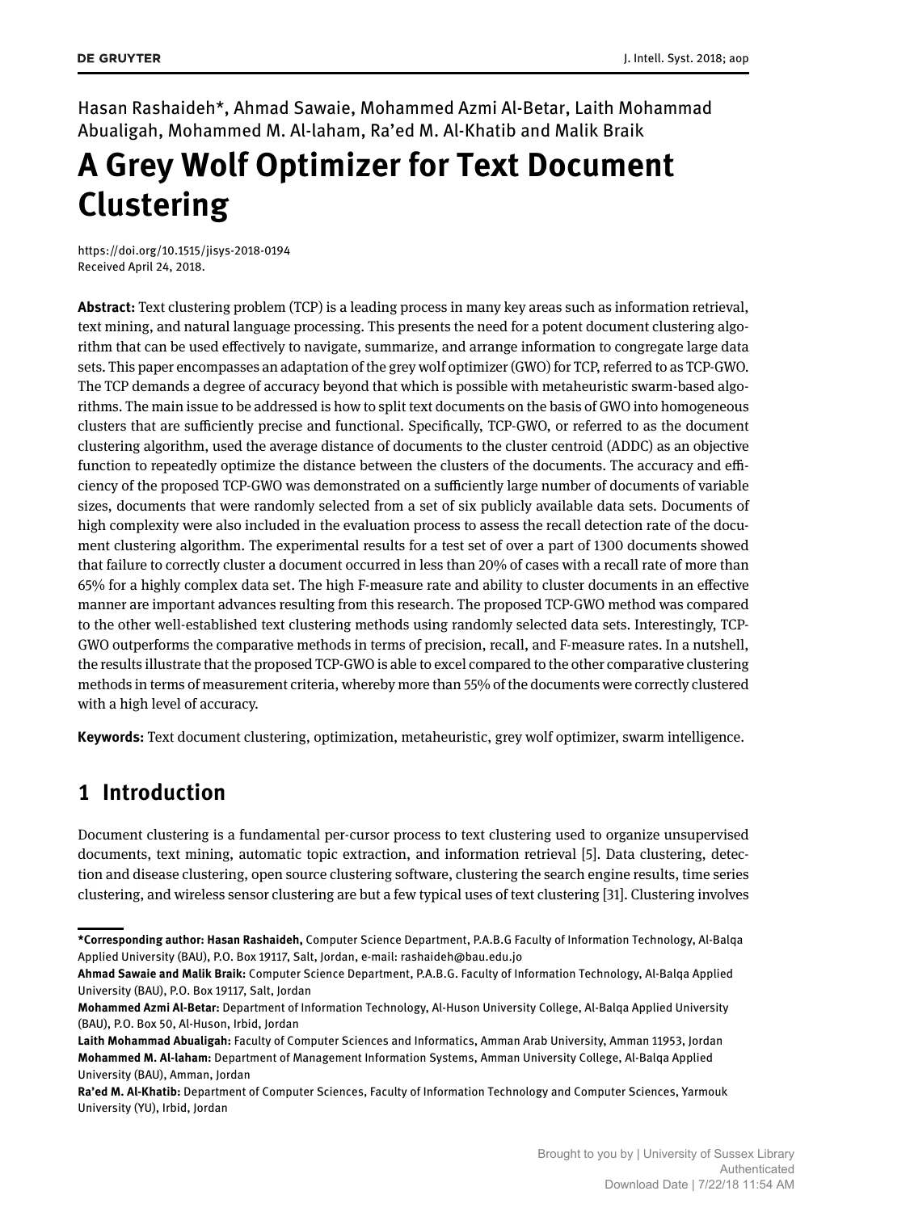Hasan Rashaideh*, Ahmad Sawaie, Mohammed Azmi Al-Betar, Laith Mohammad Abualigah, Mohammed M. Al-laham, Ra'ed M. Al-Khatib and Malik Braik

# A Grey Wolf Optimizer for Text Document Clustering

https://doi.org/10.1515/jisys-2018-0194
Received April 24, 2018.

**Abstract:** Text clustering problem (TCP) is a leading process in many key areas such as information retrieval, text mining, and natural language processing. This presents the need for a potent document clustering algorithm that can be used effectively to navigate, summarize, and arrange information to congregate large data sets. This paper encompasses an adaptation of the grey wolf optimizer (GWO) for TCP, referred to as TCP-GWO. The TCP demands a degree of accuracy beyond that which is possible with metaheuristic swarm-based algorithms. The main issue to be addressed is how to split text documents on the basis of GWO into homogeneous clusters that are sufficiently precise and functional. Specifically, TCP-GWO, or referred to as the document clustering algorithm, used the average distance of documents to the cluster centroid (ADDC) as an objective function to repeatedly optimize the distance between the clusters of the documents. The accuracy and efficiency of the proposed TCP-GWO was demonstrated on a sufficiently large number of documents of variable sizes, documents that were randomly selected from a set of six publicly available data sets. Documents of high complexity were also included in the evaluation process to assess the recall detection rate of the document clustering algorithm. The experimental results for a test set of over a part of 1300 documents showed that failure to correctly cluster a document occurred in less than 20% of cases with a recall rate of more than 65% for a highly complex data set. The high F-measure rate and ability to cluster documents in an effective manner are important advances resulting from this research. The proposed TCP-GWO method was compared to the other well-established text clustering methods using randomly selected data sets. Interestingly, TCP-GWO outperforms the comparative methods in terms of precision, recall, and F-measure rates. In a nutshell, the results illustrate that the proposed TCP-GWO is able to excel compared to the other comparative clustering methods in terms of measurement criteria, whereby more than 55% of the documents were correctly clustered with a high level of accuracy.

**Keywords:** Text document clustering, optimization, metaheuristic, grey wolf optimizer, swarm intelligence.

## 1 Introduction

Document clustering is a fundamental per-cursor process to text clustering used to organize unsupervised documents, text mining, automatic topic extraction, and information retrieval [5]. Data clustering, detection and disease clustering, open source clustering software, clustering the search engine results, time series clustering, and wireless sensor clustering are but a few typical uses of text clustering [31]. Clustering involves

---

***Corresponding author: Hasan Rashaideh,** Computer Science Department, P.A.B.G Faculty of Information Technology, Al-Balqa Applied University (BAU), P.O. Box 19117, Salt, Jordan, e-mail: rashaideh@bau.edu.jo

**Ahmad Sawaie and Malik Braik:** Computer Science Department, P.A.B.G. Faculty of Information Technology, Al-Balqa Applied University (BAU), P.O. Box 19117, Salt, Jordan

**Mohammed Azmi Al-Betar:** Department of Information Technology, Al-Huson University College, Al-Balqa Applied University (BAU), P.O. Box 50, Al-Huson, Irbid, Jordan

**Laith Mohammad Abualigah:** Faculty of Computer Sciences and Informatics, Amman Arab University, Amman 11953, Jordan

**Mohammed M. Al-laham:** Department of Management Information Systems, Amman University College, Al-Balqa Applied University (BAU), Amman, Jordan

**Ra'ed M. Al-Khatib:** Department of Computer Sciences, Faculty of Information Technology and Computer Sciences, Yarmouk University (YU), Irbid, Jordan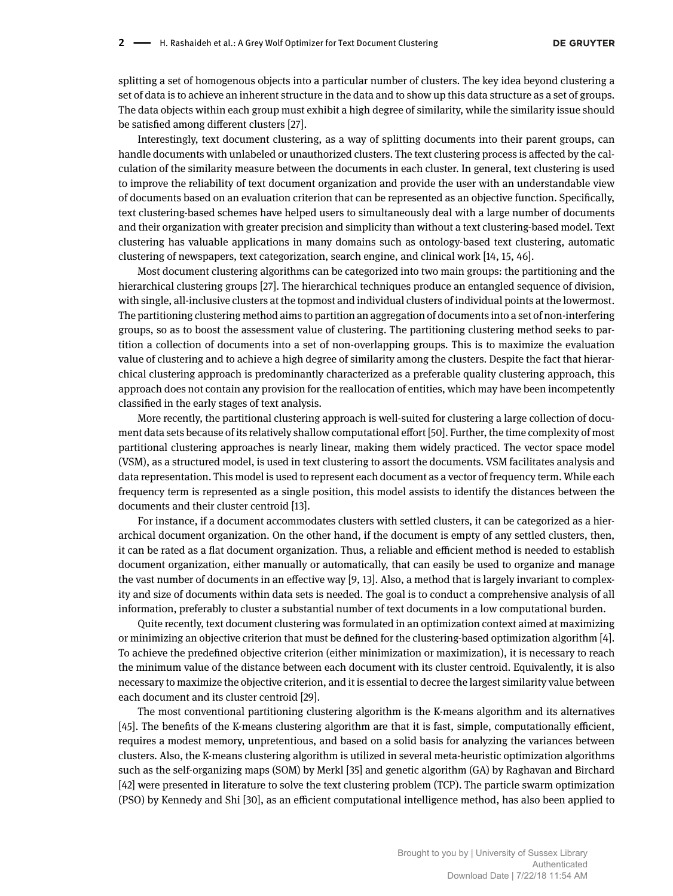splitting a set of homogenous objects into a particular number of clusters. The key idea beyond clustering a set of data is to achieve an inherent structure in the data and to show up this data structure as a set of groups. The data objects within each group must exhibit a high degree of similarity, while the similarity issue should be satisfied among different clusters [27].

Interestingly, text document clustering, as a way of splitting documents into their parent groups, can handle documents with unlabeled or unauthorized clusters. The text clustering process is affected by the calculation of the similarity measure between the documents in each cluster. In general, text clustering is used to improve the reliability of text document organization and provide the user with an understandable view of documents based on an evaluation criterion that can be represented as an objective function. Specifically, text clustering-based schemes have helped users to simultaneously deal with a large number of documents and their organization with greater precision and simplicity than without a text clustering-based model. Text clustering has valuable applications in many domains such as ontology-based text clustering, automatic clustering of newspapers, text categorization, search engine, and clinical work [14, 15, 46].

Most document clustering algorithms can be categorized into two main groups: the partitioning and the hierarchical clustering groups [27]. The hierarchical techniques produce an entangled sequence of division, with single, all-inclusive clusters at the topmost and individual clusters of individual points at the lowermost. The partitioning clustering method aims to partition an aggregation of documents into a set of non-interfering groups, so as to boost the assessment value of clustering. The partitioning clustering method seeks to partition a collection of documents into a set of non-overlapping groups. This is to maximize the evaluation value of clustering and to achieve a high degree of similarity among the clusters. Despite the fact that hierarchical clustering approach is predominantly characterized as a preferable quality clustering approach, this approach does not contain any provision for the reallocation of entities, which may have been incompetently classified in the early stages of text analysis.

More recently, the partitional clustering approach is well-suited for clustering a large collection of document data sets because of its relatively shallow computational effort [50]. Further, the time complexity of most partitional clustering approaches is nearly linear, making them widely practiced. The vector space model (VSM), as a structured model, is used in text clustering to assort the documents. VSM facilitates analysis and data representation. This model is used to represent each document as a vector of frequency term. While each frequency term is represented as a single position, this model assists to identify the distances between the documents and their cluster centroid [13].

For instance, if a document accommodates clusters with settled clusters, it can be categorized as a hierarchical document organization. On the other hand, if the document is empty of any settled clusters, then, it can be rated as a flat document organization. Thus, a reliable and efficient method is needed to establish document organization, either manually or automatically, that can easily be used to organize and manage the vast number of documents in an effective way [9, 13]. Also, a method that is largely invariant to complexity and size of documents within data sets is needed. The goal is to conduct a comprehensive analysis of all information, preferably to cluster a substantial number of text documents in a low computational burden.

Quite recently, text document clustering was formulated in an optimization context aimed at maximizing or minimizing an objective criterion that must be defined for the clustering-based optimization algorithm [4]. To achieve the predefined objective criterion (either minimization or maximization), it is necessary to reach the minimum value of the distance between each document with its cluster centroid. Equivalently, it is also necessary to maximize the objective criterion, and it is essential to decree the largest similarity value between each document and its cluster centroid [29].

The most conventional partitioning clustering algorithm is the K-means algorithm and its alternatives [45]. The benefits of the K-means clustering algorithm are that it is fast, simple, computationally efficient, requires a modest memory, unpretentious, and based on a solid basis for analyzing the variances between clusters. Also, the K-means clustering algorithm is utilized in several meta-heuristic optimization algorithms such as the self-organizing maps (SOM) by Merkl [35] and genetic algorithm (GA) by Raghavan and Birchard [42] were presented in literature to solve the text clustering problem (TCP). The particle swarm optimization (PSO) by Kennedy and Shi [30], as an efficient computational intelligence method, has also been applied to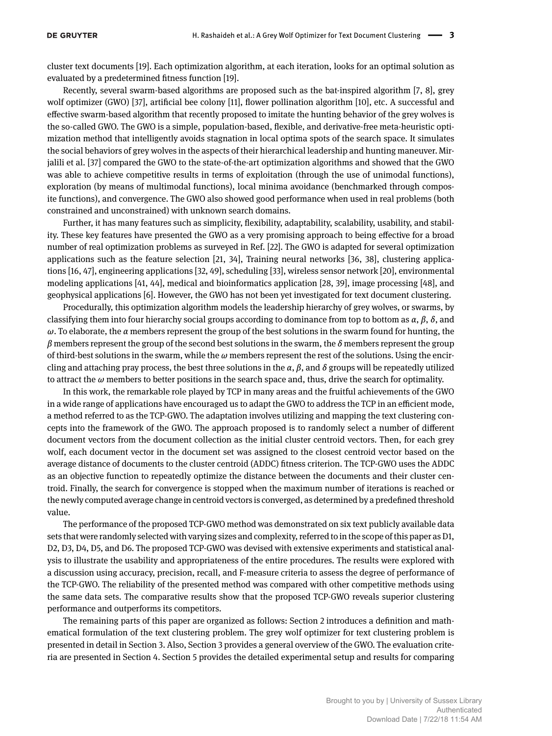cluster text documents [19]. Each optimization algorithm, at each iteration, looks for an optimal solution as evaluated by a predetermined fitness function [19].

Recently, several swarm-based algorithms are proposed such as the bat-inspired algorithm [7, 8], grey wolf optimizer (GWO) [37], artificial bee colony [11], flower pollination algorithm [10], etc. A successful and effective swarm-based algorithm that recently proposed to imitate the hunting behavior of the grey wolves is the so-called GWO. The GWO is a simple, population-based, flexible, and derivative-free meta-heuristic optimization method that intelligently avoids stagnation in local optima spots of the search space. It simulates the social behaviors of grey wolves in the aspects of their hierarchical leadership and hunting maneuver. Mirjalili et al. [37] compared the GWO to the state-of-the-art optimization algorithms and showed that the GWO was able to achieve competitive results in terms of exploitation (through the use of unimodal functions), exploration (by means of multimodal functions), local minima avoidance (benchmarked through composite functions), and convergence. The GWO also showed good performance when used in real problems (both constrained and unconstrained) with unknown search domains.

Further, it has many features such as simplicity, flexibility, adaptability, scalability, usability, and stability. These key features have presented the GWO as a very promising approach to being effective for a broad number of real optimization problems as surveyed in Ref. [22]. The GWO is adapted for several optimization applications such as the feature selection [21, 34], Training neural networks [36, 38], clustering applications [16, 47], engineering applications [32, 49], scheduling [33], wireless sensor network [20], environmental modeling applications [41, 44], medical and bioinformatics application [28, 39], image processing [48], and geophysical applications [6]. However, the GWO has not been yet investigated for text document clustering.

Procedurally, this optimization algorithm models the leadership hierarchy of grey wolves, or swarms, by classifying them into four hierarchy social groups according to dominance from top to bottom as $\alpha$, $\beta$, $\delta$, and $\omega$. To elaborate, the $\alpha$ members represent the group of the best solutions in the swarm found for hunting, the $\beta$ members represent the group of the second best solutions in the swarm, the $\delta$ members represent the group of third-best solutions in the swarm, while the $\omega$ members represent the rest of the solutions. Using the encircling and attaching pray process, the best three solutions in the $\alpha$, $\beta$, and $\delta$ groups will be repeatedly utilized to attract the $\omega$ members to better positions in the search space and, thus, drive the search for optimality.

In this work, the remarkable role played by TCP in many areas and the fruitful achievements of the GWO in a wide range of applications have encouraged us to adapt the GWO to address the TCP in an efficient mode, a method referred to as the TCP-GWO. The adaptation involves utilizing and mapping the text clustering concepts into the framework of the GWO. The approach proposed is to randomly select a number of different document vectors from the document collection as the initial cluster centroid vectors. Then, for each grey wolf, each document vector in the document set was assigned to the closest centroid vector based on the average distance of documents to the cluster centroid (ADDC) fitness criterion. The TCP-GWO uses the ADDC as an objective function to repeatedly optimize the distance between the documents and their cluster centroid. Finally, the search for convergence is stopped when the maximum number of iterations is reached or the newly computed average change in centroid vectors is converged, as determined by a predefined threshold value.

The performance of the proposed TCP-GWO method was demonstrated on six text publicly available data sets that were randomly selected with varying sizes and complexity, referred to in the scope of this paper as D1, D2, D3, D4, D5, and D6. The proposed TCP-GWO was devised with extensive experiments and statistical analysis to illustrate the usability and appropriateness of the entire procedures. The results were explored with a discussion using accuracy, precision, recall, and F-measure criteria to assess the degree of performance of the TCP-GWO. The reliability of the presented method was compared with other competitive methods using the same data sets. The comparative results show that the proposed TCP-GWO reveals superior clustering performance and outperforms its competitors.

The remaining parts of this paper are organized as follows: Section 2 introduces a definition and mathematical formulation of the text clustering problem. The grey wolf optimizer for text clustering problem is presented in detail in Section 3. Also, Section 3 provides a general overview of the GWO. The evaluation criteria are presented in Section 4. Section 5 provides the detailed experimental setup and results for comparing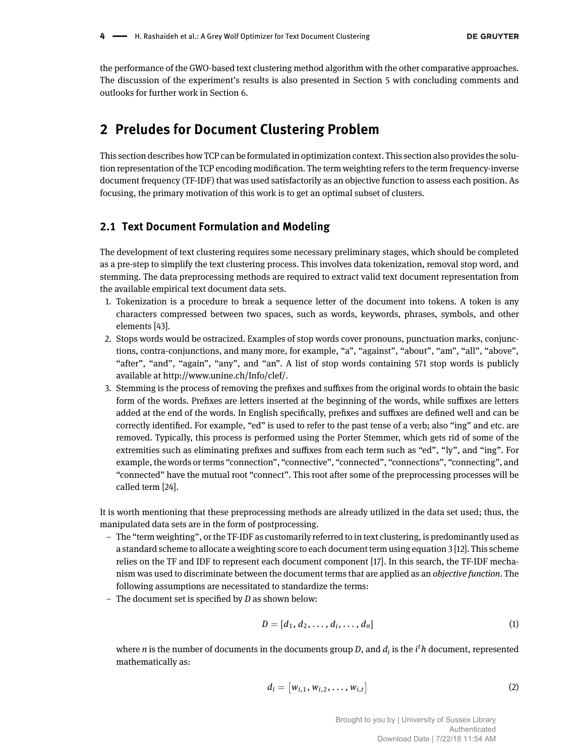the performance of the GWO-based text clustering method algorithm with the other comparative approaches. The discussion of the experiment's results is also presented in Section 5 with concluding comments and outlooks for further work in Section 6.

## 2 Preludes for Document Clustering Problem

This section describes how TCP can be formulated in optimization context. This section also provides the solution representation of the TCP encoding modification. The term weighting refers to the term frequency-inverse document frequency (TF-IDF) that was used satisfactorily as an objective function to assess each position. As focusing, the primary motivation of this work is to get an optimal subset of clusters.

### 2.1 Text Document Formulation and Modeling

The development of text clustering requires some necessary preliminary stages, which should be completed as a pre-step to simplify the text clustering process. This involves data tokenization, removal stop word, and stemming. The data preprocessing methods are required to extract valid text document representation from the available empirical text document data sets.

1. Tokenization is a procedure to break a sequence letter of the document into tokens. A token is any characters compressed between two spaces, such as words, keywords, phrases, symbols, and other elements [43].
2. Stops words would be ostracized. Examples of stop words cover pronouns, punctuation marks, conjunctions, contra-conjunctions, and many more, for example, "a", "against", "about", "am", "all", "above", "after", "and", "again", "any", and "an". A list of stop words containing 571 stop words is publicly available at http://www.unine.ch/Info/clef/.
3. Stemming is the process of removing the prefixes and suffixes from the original words to obtain the basic form of the words. Prefixes are letters inserted at the beginning of the words, while suffixes are letters added at the end of the words. In English specifically, prefixes and suffixes are defined well and can be correctly identified. For example, "ed" is used to refer to the past tense of a verb; also "ing" and etc. are removed. Typically, this process is performed using the Porter Stemmer, which gets rid of some of the extremities such as eliminating prefixes and suffixes from each term such as "ed", "ly", and "ing". For example, the words or terms "connection", "connective", "connected", "connections", "connecting", and "connected" have the mutual root "connect". This root after some of the preprocessing processes will be called term [24].

It is worth mentioning that these preprocessing methods are already utilized in the data set used; thus, the manipulated data sets are in the form of postprocessing.

- The "term weighting", or the TF-IDF as customarily referred to in text clustering, is predominantly used as a standard scheme to allocate a weighting score to each document term using equation 3 [12]. This scheme relies on the TF and IDF to represent each document component [17]. In this search, the TF-IDF mechanism was used to discriminate between the document terms that are applied as an *objective function*. The following assumptions are necessitated to standardize the terms:
- The document set is specified by $D$ as shown below:

$$D = [d_1, d_2, \dots, d_i, \dots, d_n] \tag{1}$$

where $n$ is the number of documents in the documents group $D$, and $d_i$ is the $i^th$ document, represented mathematically as:

$$d_i = \left[w_{i,1}, w_{i,2}, \dots, w_{i,t}\right] \tag{2}$$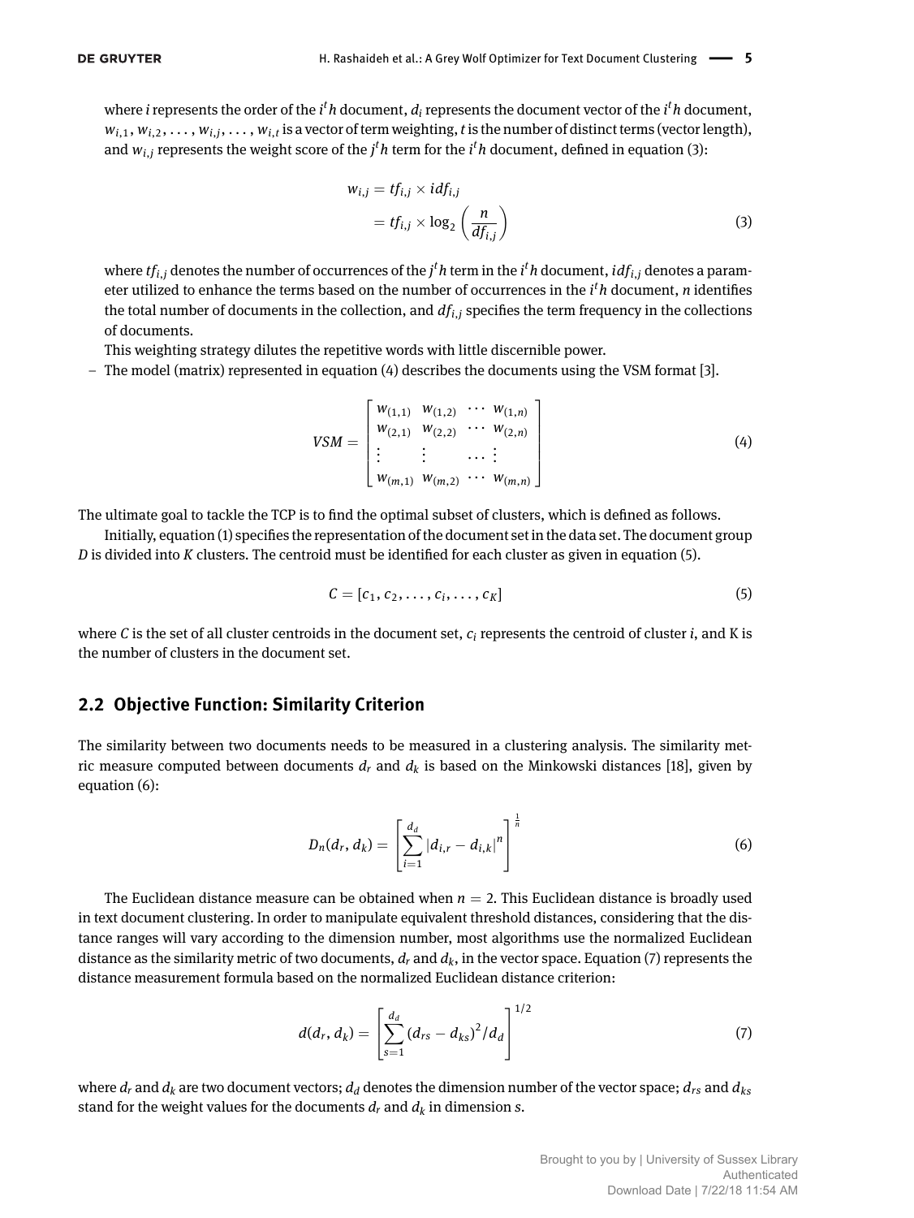where $i$ represents the order of the $i^th$ document, $d_i$ represents the document vector of the $i^th$ document, $w_{i,1}, w_{i,2}, \ldots, w_{i,j}, \ldots, w_{i,t}$ is a vector of term weighting, $t$ is the number of distinct terms (vector length), and $w_{i,j}$ represents the weight score of the $j^th$ term for the $i^th$ document, defined in equation (3):

$$
\begin{aligned}
w_{i,j} &= tf_{i,j} \times idf_{i,j} \\
&= tf_{i,j} \times \log_2 \left( \frac{n}{df_{i,j}} \right)
\end{aligned}
\tag{3}
$$

where $tf_{i,j}$ denotes the number of occurrences of the $j^th$ term in the $i^th$ document, $idf_{i,j}$ denotes a parameter utilized to enhance the terms based on the number of occurrences in the $i^th$ document, $n$ identifies the total number of documents in the collection, and $df_{i,j}$ specifies the term frequency in the collections of documents.

This weighting strategy dilutes the repetitive words with little discernible power.

- The model (matrix) represented in equation (4) describes the documents using the VSM format [3].

$$
VSM = \begin{bmatrix}
w_{(1,1)} & w_{(1,2)} & \cdots & w_{(1,n)} \\
w_{(2,1)} & w_{(2,2)} & \cdots & w_{(2,n)} \\
\vdots & \vdots & \cdots & \vdots \\
w_{(m,1)} & w_{(m,2)} & \cdots & w_{(m,n)}
\end{bmatrix}
\tag{4}
$$

The ultimate goal to tackle the TCP is to find the optimal subset of clusters, which is defined as follows.

Initially, equation (1) specifies the representation of the document set in the data set. The document group $D$ is divided into $K$ clusters. The centroid must be identified for each cluster as given in equation (5).

$$
C = [c_1, c_2, \ldots, c_i, \ldots, c_K]
\tag{5}
$$

where $C$ is the set of all cluster centroids in the document set, $c_i$ represents the centroid of cluster $i$, and K is the number of clusters in the document set.

## 2.2 Objective Function: Similarity Criterion

The similarity between two documents needs to be measured in a clustering analysis. The similarity metric measure computed between documents $d_r$ and $d_k$ is based on the Minkowski distances [18], given by equation (6):

$$
D_n(d_r, d_k) = \left[ \sum_{i=1}^{d_d} |d_{i,r} - d_{i,k}|^n \right]^{\frac{1}{n}}
\tag{6}
$$

The Euclidean distance measure can be obtained when $n = 2$. This Euclidean distance is broadly used in text document clustering. In order to manipulate equivalent threshold distances, considering that the distance ranges will vary according to the dimension number, most algorithms use the normalized Euclidean distance as the similarity metric of two documents, $d_r$ and $d_k$, in the vector space. Equation (7) represents the distance measurement formula based on the normalized Euclidean distance criterion:

$$
d(d_r, d_k) = \left[ \sum_{s=1}^{d_d} (d_{rs} - d_{ks})^2 / d_d \right]^{1/2}
\tag{7}
$$

where $d_r$ and $d_k$ are two document vectors; $d_d$ denotes the dimension number of the vector space; $d_{rs}$ and $d_{ks}$ stand for the weight values for the documents $d_r$ and $d_k$ in dimension $s$.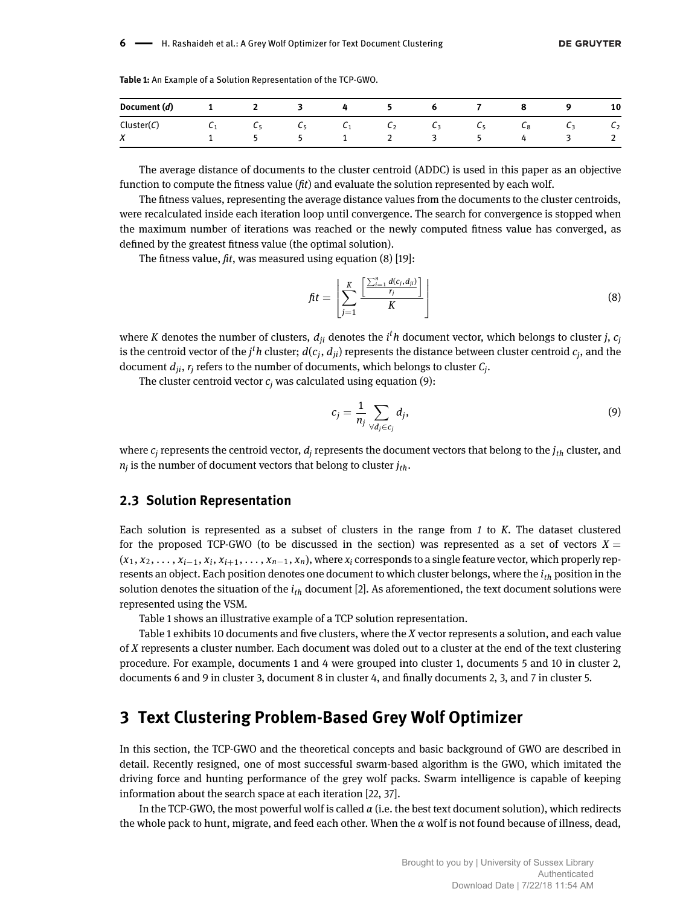**Table 1:** An Example of a Solution Representation of the TCP-GWO.

| Document ($d$) | 1 | 2 | 3 | 4 | 5 | 6 | 7 | 8 | 9 | 10 |
|---|---|---|---|---|---|---|---|---|---|---|
| Cluster($C$) | $C_1$ | $C_5$ | $C_5$ | $C_1$ | $C_2$ | $C_3$ | $C_5$ | $C_8$ | $C_3$ | $C_2$ |
| $X$ | 1 | 5 | 5 | 1 | 2 | 3 | 5 | 4 | 3 | 2 |

The average distance of documents to the cluster centroid (ADDC) is used in this paper as an objective function to compute the fitness value (*fit*) and evaluate the solution represented by each wolf.

The fitness values, representing the average distance values from the documents to the cluster centroids, were recalculated inside each iteration loop until convergence. The search for convergence is stopped when the maximum number of iterations was reached or the newly computed fitness value has converged, as defined by the greatest fitness value (the optimal solution).

The fitness value, *fit*, was measured using equation (8) [19]:

$$fit = \left\lfloor \sum_{j=1}^{K} \frac{\left\lceil \frac{\sum_{i=1}^{n} d(c_j, d_{ji})}{r_j} \right\rceil}{K} \right\rfloor \tag{8}$$

where $K$ denotes the number of clusters, $d_{ji}$ denotes the $i^th$ document vector, which belongs to cluster $j$, $c_j$ is the centroid vector of the $j^th$ cluster; $d(c_j, d_{ji})$ represents the distance between cluster centroid $c_j$, and the document $d_{ji}$, $r_j$ refers to the number of documents, which belongs to cluster $C_j$.

The cluster centroid vector $c_j$ was calculated using equation (9):

$$c_j = \frac{1}{n_j} \sum_{\forall d_j \in c_j} d_j, \tag{9}$$

where $c_j$ represents the centroid vector, $d_j$ represents the document vectors that belong to the $j_{th}$ cluster, and $n_j$ is the number of document vectors that belong to cluster $j_{th}$.

### 2.3 Solution Representation

Each solution is represented as a subset of clusters in the range from *1* to $K$. The dataset clustered for the proposed TCP-GWO (to be discussed in the section) was represented as a set of vectors $X = (x_1, x_2, \ldots, x_{i-1}, x_i, x_{i+1}, \ldots, x_{n-1}, x_n)$, where $x_i$ corresponds to a single feature vector, which properly represents an object. Each position denotes one document to which cluster belongs, where the $i_{th}$ position in the solution denotes the situation of the $i_{th}$ document [2]. As aforementioned, the text document solutions were represented using the VSM.

Table 1 shows an illustrative example of a TCP solution representation.

Table 1 exhibits 10 documents and five clusters, where the $X$ vector represents a solution, and each value of $X$ represents a cluster number. Each document was doled out to a cluster at the end of the text clustering procedure. For example, documents 1 and 4 were grouped into cluster 1, documents 5 and 10 in cluster 2, documents 6 and 9 in cluster 3, document 8 in cluster 4, and finally documents 2, 3, and 7 in cluster 5.

## 3 Text Clustering Problem-Based Grey Wolf Optimizer

In this section, the TCP-GWO and the theoretical concepts and basic background of GWO are described in detail. Recently resigned, one of most successful swarm-based algorithm is the GWO, which imitated the driving force and hunting performance of the grey wolf packs. Swarm intelligence is capable of keeping information about the search space at each iteration [22, 37].

In the TCP-GWO, the most powerful wolf is called $\alpha$ (i.e. the best text document solution), which redirects the whole pack to hunt, migrate, and feed each other. When the $\alpha$ wolf is not found because of illness, dead,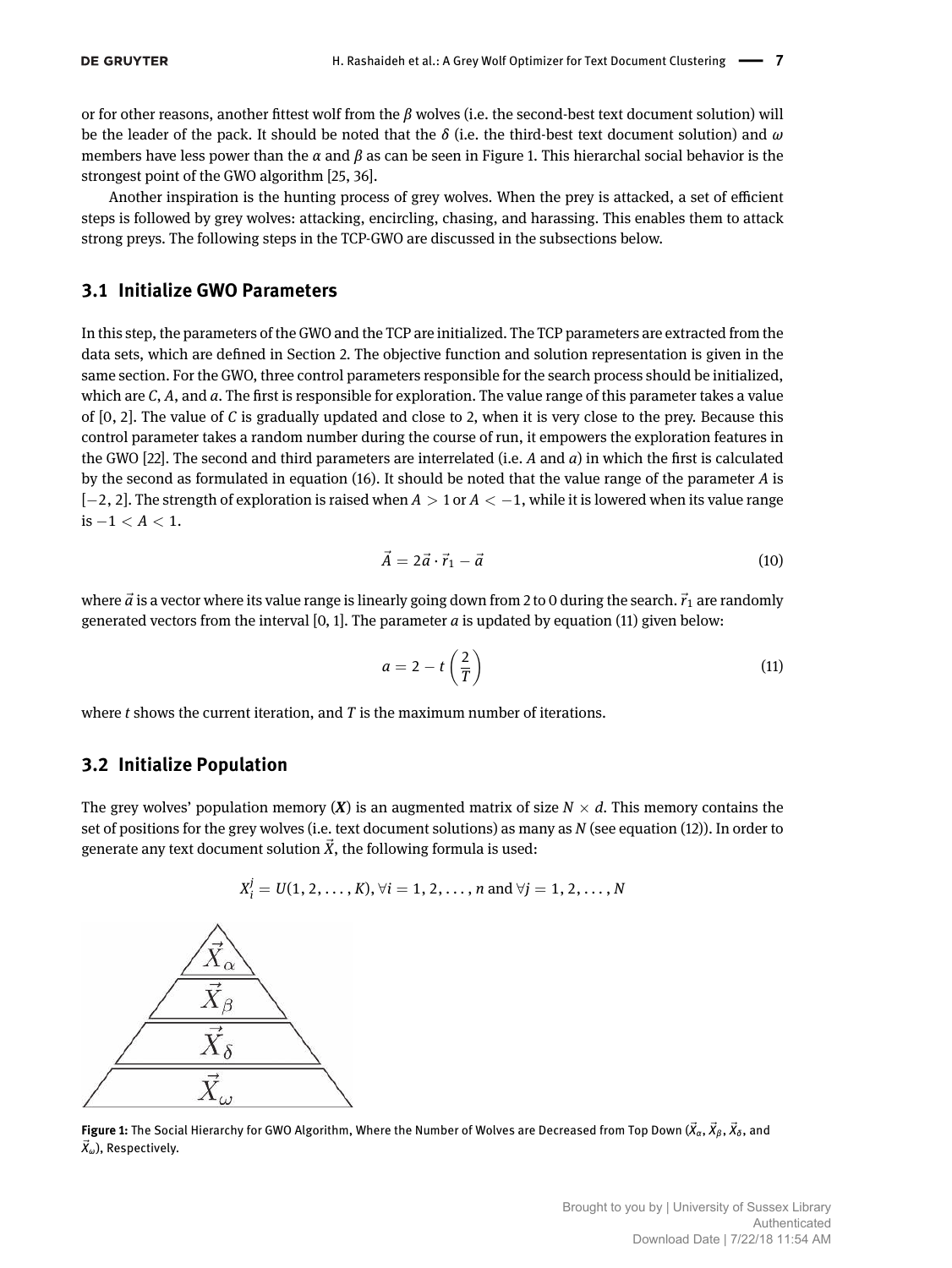or for other reasons, another fittest wolf from the $\beta$ wolves (i.e. the second-best text document solution) will be the leader of the pack. It should be noted that the $\delta$ (i.e. the third-best text document solution) and $\omega$ members have less power than the $\alpha$ and $\beta$ as can be seen in Figure 1. This hierarchal social behavior is the strongest point of the GWO algorithm [25, 36].

Another inspiration is the hunting process of grey wolves. When the prey is attacked, a set of efficient steps is followed by grey wolves: attacking, encircling, chasing, and harassing. This enables them to attack strong preys. The following steps in the TCP-GWO are discussed in the subsections below.

## 3.1 Initialize GWO Parameters

In this step, the parameters of the GWO and the TCP are initialized. The TCP parameters are extracted from the data sets, which are defined in Section 2. The objective function and solution representation is given in the same section. For the GWO, three control parameters responsible for the search process should be initialized, which are $C$, $A$, and $a$. The first is responsible for exploration. The value range of this parameter takes a value of [0, 2]. The value of $C$ is gradually updated and close to 2, when it is very close to the prey. Because this control parameter takes a random number during the course of run, it empowers the exploration features in the GWO [22]. The second and third parameters are interrelated (i.e. $A$ and $a$) in which the first is calculated by the second as formulated in equation (16). It should be noted that the value range of the parameter $A$ is $[-2, 2]$. The strength of exploration is raised when $A > 1$ or $A < -1$, while it is lowered when its value range is $-1 < A < 1$.

$$\vec{A} = 2\vec{a} \cdot \vec{r}_1 - \vec{a} \tag{10}$$

where $\vec{a}$ is a vector where its value range is linearly going down from 2 to 0 during the search. $\vec{r}_1$ are randomly generated vectors from the interval [0, 1]. The parameter $a$ is updated by equation (11) given below:

$$a = 2 - t\left(\frac{2}{T}\right) \tag{11}$$

where $t$ shows the current iteration, and $T$ is the maximum number of iterations.

## 3.2 Initialize Population

The grey wolves' population memory ($\boldsymbol{X}$) is an augmented matrix of size $N \times d$. This memory contains the set of positions for the grey wolves (i.e. text document solutions) as many as $N$ (see equation (12)). In order to generate any text document solution $\vec{X}$, the following formula is used:

$$X_i^j = U(1, 2, \ldots, K), \forall i = 1, 2, \ldots, n \text{ and } \forall j = 1, 2, \ldots, N$$

**Figure 1:** The Social Hierarchy for GWO Algorithm, Where the Number of Wolves are Decreased from Top Down ($\vec{X}_\alpha$, $\vec{X}_\beta$, $\vec{X}_\delta$, and $\vec{X}_\omega$), Respectively.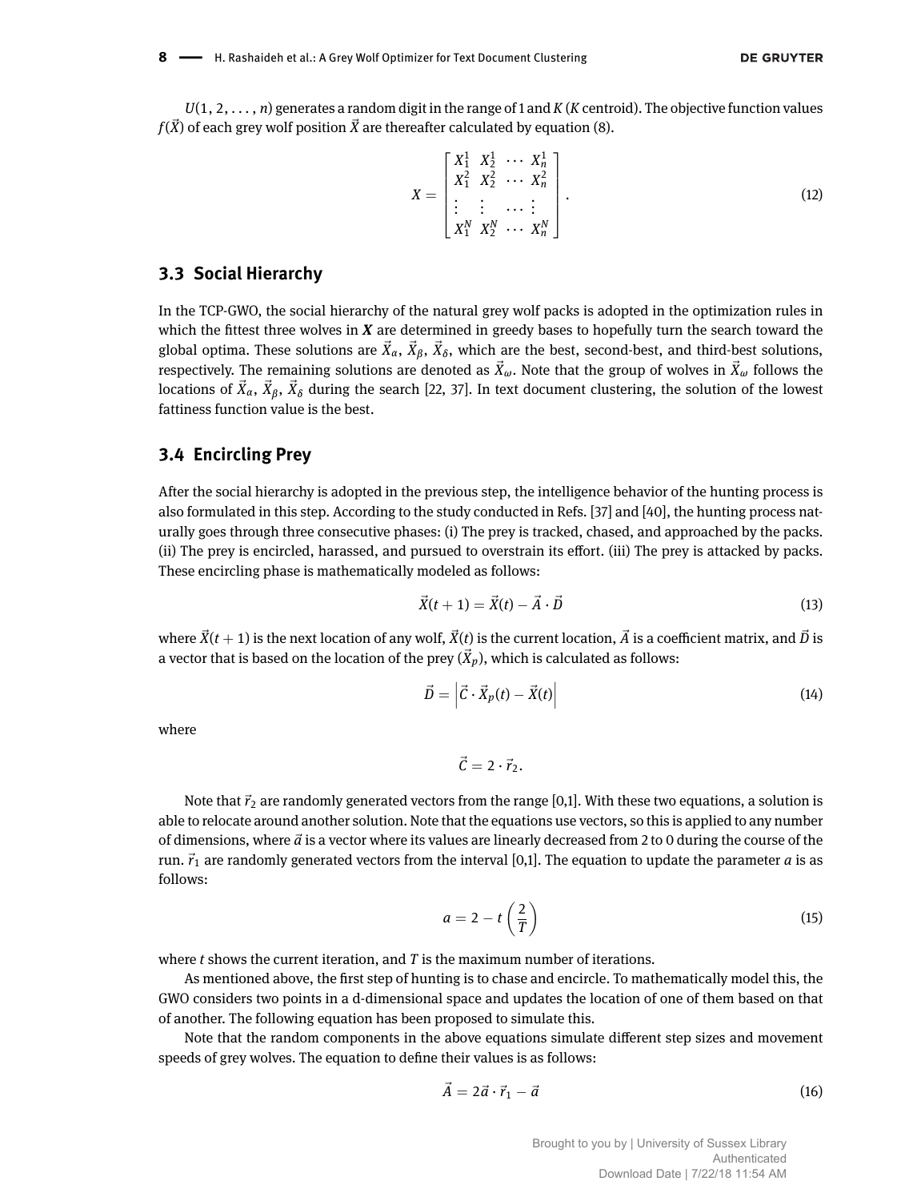$U(1, 2, \ldots, n)$ generates a random digit in the range of 1 and $K$ ($K$ centroid). The objective function values $f(\vec{X})$ of each grey wolf position $\vec{X}$ are thereafter calculated by equation (8).

$$X = \begin{bmatrix} X_1^1 & X_2^1 & \cdots & X_n^1 \\ X_1^2 & X_2^2 & \cdots & X_n^2 \\ \vdots & \vdots & \cdots & \vdots \\ X_1^N & X_2^N & \cdots & X_n^N \end{bmatrix}. \tag{12}$$

## 3.3 Social Hierarchy

In the TCP-GWO, the social hierarchy of the natural grey wolf packs is adopted in the optimization rules in which the fittest three wolves in $\boldsymbol{X}$ are determined in greedy bases to hopefully turn the search toward the global optima. These solutions are $\vec{X}_\alpha$, $\vec{X}_\beta$, $\vec{X}_\delta$, which are the best, second-best, and third-best solutions, respectively. The remaining solutions are denoted as $\vec{X}_\omega$. Note that the group of wolves in $\vec{X}_\omega$ follows the locations of $\vec{X}_\alpha$, $\vec{X}_\beta$, $\vec{X}_\delta$ during the search [22, 37]. In text document clustering, the solution of the lowest fattiness function value is the best.

## 3.4 Encircling Prey

After the social hierarchy is adopted in the previous step, the intelligence behavior of the hunting process is also formulated in this step. According to the study conducted in Refs. [37] and [40], the hunting process naturally goes through three consecutive phases: (i) The prey is tracked, chased, and approached by the packs. (ii) The prey is encircled, harassed, and pursued to overstrain its effort. (iii) The prey is attacked by packs. These encircling phase is mathematically modeled as follows:

$$\vec{X}(t+1) = \vec{X}(t) - \vec{A} \cdot \vec{D} \tag{13}$$

where $\vec{X}(t+1)$ is the next location of any wolf, $\vec{X}(t)$ is the current location, $\vec{A}$ is a coefficient matrix, and $\vec{D}$ is a vector that is based on the location of the prey ($\vec{X}_p$), which is calculated as follows:

$$\vec{D} = \left| \vec{C} \cdot \vec{X}_p(t) - \vec{X}(t) \right| \tag{14}$$

where

$$\vec{C} = 2 \cdot \vec{r}_2.$$

Note that $\vec{r}_2$ are randomly generated vectors from the range [0,1]. With these two equations, a solution is able to relocate around another solution. Note that the equations use vectors, so this is applied to any number of dimensions, where $\vec{a}$ is a vector where its values are linearly decreased from 2 to 0 during the course of the run. $\vec{r}_1$ are randomly generated vectors from the interval [0,1]. The equation to update the parameter $a$ is as follows:

$$a = 2 - t\left(\frac{2}{T}\right) \tag{15}$$

where $t$ shows the current iteration, and $T$ is the maximum number of iterations.

As mentioned above, the first step of hunting is to chase and encircle. To mathematically model this, the GWO considers two points in a d-dimensional space and updates the location of one of them based on that of another. The following equation has been proposed to simulate this.

Note that the random components in the above equations simulate different step sizes and movement speeds of grey wolves. The equation to define their values is as follows:

$$\vec{A} = 2\vec{a} \cdot \vec{r}_1 - \vec{a} \tag{16}$$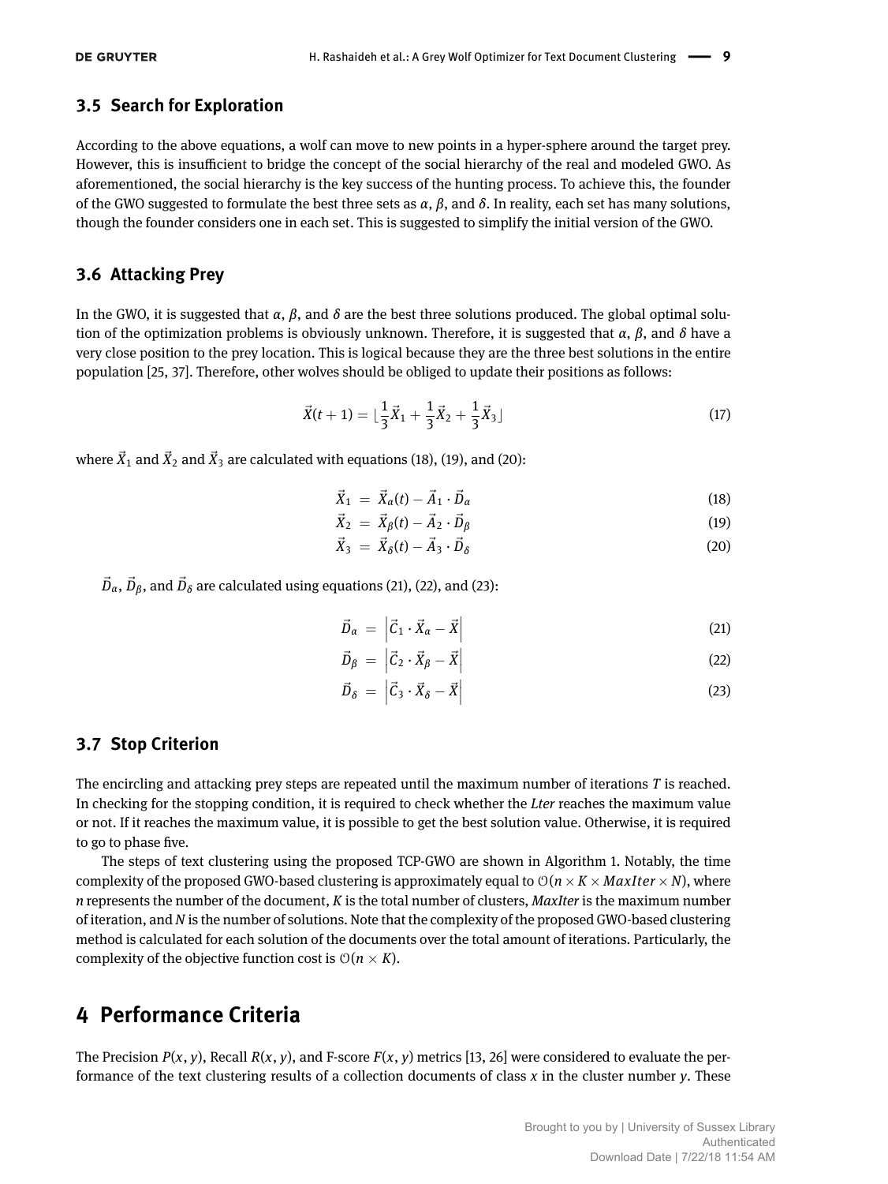### 3.5 Search for Exploration

According to the above equations, a wolf can move to new points in a hyper-sphere around the target prey. However, this is insufficient to bridge the concept of the social hierarchy of the real and modeled GWO. As aforementioned, the social hierarchy is the key success of the hunting process. To achieve this, the founder of the GWO suggested to formulate the best three sets as $\alpha$, $\beta$, and $\delta$. In reality, each set has many solutions, though the founder considers one in each set. This is suggested to simplify the initial version of the GWO.

### 3.6 Attacking Prey

In the GWO, it is suggested that $\alpha$, $\beta$, and $\delta$ are the best three solutions produced. The global optimal solution of the optimization problems is obviously unknown. Therefore, it is suggested that $\alpha$, $\beta$, and $\delta$ have a very close position to the prey location. This is logical because they are the three best solutions in the entire population [25, 37]. Therefore, other wolves should be obliged to update their positions as follows:

$$\vec{X}(t+1) = \lfloor \frac{1}{3}\vec{X}_1 + \frac{1}{3}\vec{X}_2 + \frac{1}{3}\vec{X}_3 \rfloor \tag{17}$$

where $\vec{X}_1$ and $\vec{X}_2$ and $\vec{X}_3$ are calculated with equations (18), (19), and (20):

$$\vec{X}_1 = \vec{X}_\alpha(t) - \vec{A}_1 \cdot \vec{D}_\alpha \tag{18}$$

$$\vec{X}_2 = \vec{X}_\beta(t) - \vec{A}_2 \cdot \vec{D}_\beta \tag{19}$$

$$\vec{X}_3 = \vec{X}_\delta(t) - \vec{A}_3 \cdot \vec{D}_\delta \tag{20}$$

$\vec{D}_\alpha$, $\vec{D}_\beta$, and $\vec{D}_\delta$ are calculated using equations (21), (22), and (23):

$$\vec{D}_\alpha = \left|\vec{C}_1 \cdot \vec{X}_\alpha - \vec{X}\right| \tag{21}$$

$$\vec{D}_\beta = \left|\vec{C}_2 \cdot \vec{X}_\beta - \vec{X}\right| \tag{22}$$

$$\vec{D}_\delta = \left|\vec{C}_3 \cdot \vec{X}_\delta - \vec{X}\right| \tag{23}$$

### 3.7 Stop Criterion

The encircling and attacking prey steps are repeated until the maximum number of iterations $T$ is reached. In checking for the stopping condition, it is required to check whether the *Lter* reaches the maximum value or not. If it reaches the maximum value, it is possible to get the best solution value. Otherwise, it is required to go to phase five.

The steps of text clustering using the proposed TCP-GWO are shown in Algorithm 1. Notably, the time complexity of the proposed GWO-based clustering is approximately equal to $\mathcal{O}(n \times K \times MaxIter \times N)$, where $n$ represents the number of the document, $K$ is the total number of clusters, *MaxIter* is the maximum number of iteration, and $N$ is the number of solutions. Note that the complexity of the proposed GWO-based clustering method is calculated for each solution of the documents over the total amount of iterations. Particularly, the complexity of the objective function cost is $\mathcal{O}(n \times K)$.

## 4 Performance Criteria

The Precision $P(x, y)$, Recall $R(x, y)$, and F-score $F(x, y)$ metrics [13, 26] were considered to evaluate the performance of the text clustering results of a collection documents of class $x$ in the cluster number $y$. These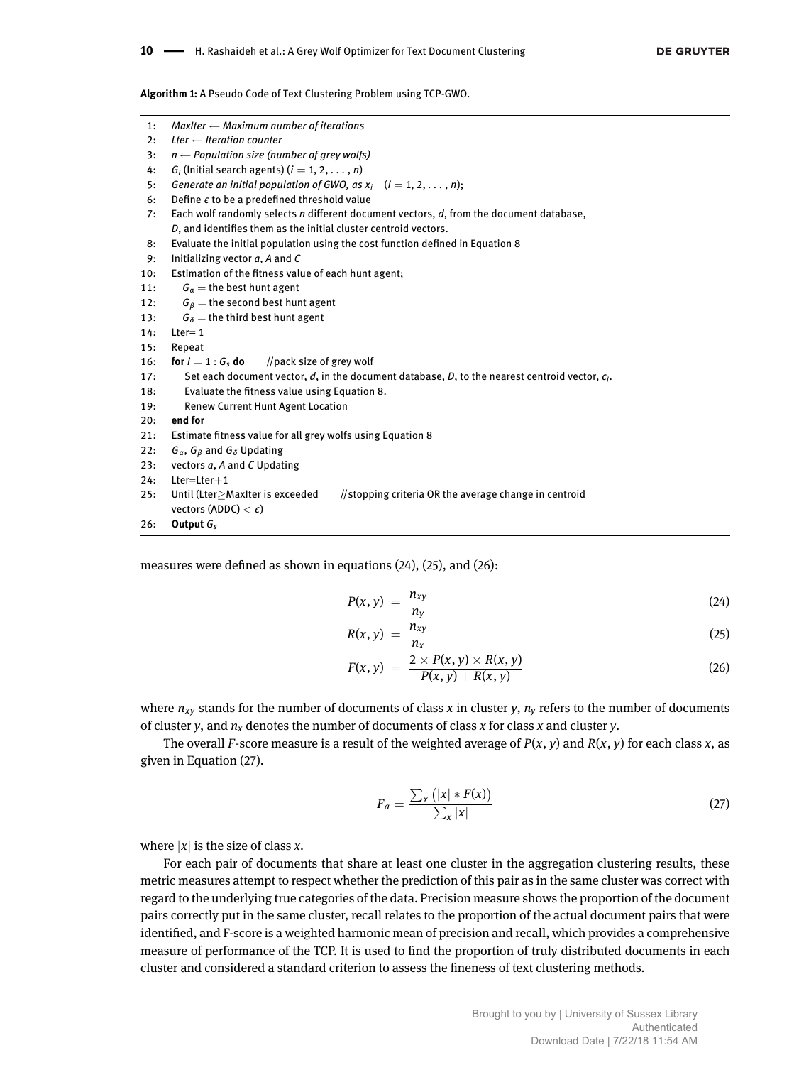**Algorithm 1:** A Pseudo Code of Text Clustering Problem using TCP-GWO.

```
1:  MaxIter ← Maximum number of iterations
2:  Lter ← Iteration counter
3:  n ← Population size (number of grey wolfs)
4:  G_i (Initial search agents) (i = 1, 2, ..., n)
5:  Generate an initial population of GWO, as x_i  (i = 1, 2, ..., n);
6:  Define ϵ to be a predefined threshold value
7:  Each wolf randomly selects n different document vectors, d, from the document database,
    D, and identifies them as the initial cluster centroid vectors.
8:  Evaluate the initial population using the cost function defined in Equation 8
9:  Initializing vector a, A and C
10: Estimation of the fitness value of each hunt agent;
11:    G_α = the best hunt agent
12:    G_β = the second best hunt agent
13:    G_δ = the third best hunt agent
14: Lter= 1
15: Repeat
16: for i = 1 : G_s do      //pack size of grey wolf
17:    Set each document vector, d, in the document database, D, to the nearest centroid vector, c_i.
18:    Evaluate the fitness value using Equation 8.
19:    Renew Current Hunt Agent Location
20: end for
21: Estimate fitness value for all grey wolfs using Equation 8
22: G_α, G_β and G_δ Updating
23: vectors a, A and C Updating
24: Lter=Lter+1
25: Until (Lter≥MaxIter is exceeded       //stopping criteria OR the average change in centroid
    vectors (ADDC) < ϵ)
26: Output G_s
```

measures were defined as shown in equations (24), (25), and (26):

$$P(x, y) = \frac{n_{xy}}{n_y} \tag{24}$$

$$R(x, y) = \frac{n_{xy}}{n_x} \tag{25}$$

$$F(x, y) = \frac{2 \times P(x, y) \times R(x, y)}{P(x, y) + R(x, y)} \tag{26}$$

where $n_{xy}$ stands for the number of documents of class $x$ in cluster $y$, $n_y$ refers to the number of documents of cluster $y$, and $n_x$ denotes the number of documents of class $x$ for class $x$ and cluster $y$.

The overall $F$-score measure is a result of the weighted average of $P(x, y)$ and $R(x, y)$ for each class $x$, as given in Equation (27).

$$F_a = \frac{\sum_x \left(|x| * F(x)\right)}{\sum_x |x|} \tag{27}$$

where $|x|$ is the size of class $x$.

For each pair of documents that share at least one cluster in the aggregation clustering results, these metric measures attempt to respect whether the prediction of this pair as in the same cluster was correct with regard to the underlying true categories of the data. Precision measure shows the proportion of the document pairs correctly put in the same cluster, recall relates to the proportion of the actual document pairs that were identified, and F-score is a weighted harmonic mean of precision and recall, which provides a comprehensive measure of performance of the TCP. It is used to find the proportion of truly distributed documents in each cluster and considered a standard criterion to assess the fineness of text clustering methods.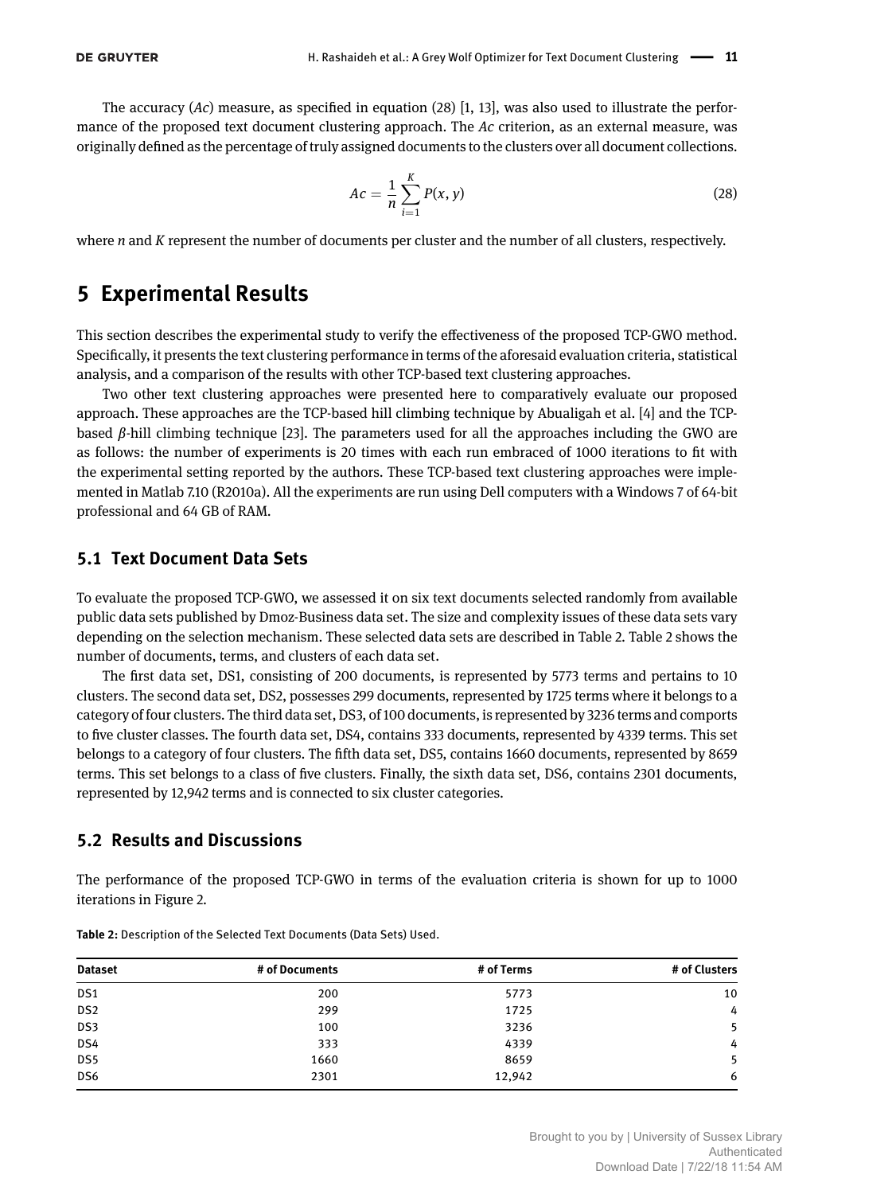The accuracy (*Ac*) measure, as specified in equation (28) [1, 13], was also used to illustrate the performance of the proposed text document clustering approach. The *Ac* criterion, as an external measure, was originally defined as the percentage of truly assigned documents to the clusters over all document collections.

$$Ac = \frac{1}{n} \sum_{i=1}^{K} P(x, y) \tag{28}$$

where $n$ and $K$ represent the number of documents per cluster and the number of all clusters, respectively.

# 5 Experimental Results

This section describes the experimental study to verify the effectiveness of the proposed TCP-GWO method. Specifically, it presents the text clustering performance in terms of the aforesaid evaluation criteria, statistical analysis, and a comparison of the results with other TCP-based text clustering approaches.

Two other text clustering approaches were presented here to comparatively evaluate our proposed approach. These approaches are the TCP-based hill climbing technique by Abualigah et al. [4] and the TCP-based $\beta$-hill climbing technique [23]. The parameters used for all the approaches including the GWO are as follows: the number of experiments is 20 times with each run embraced of 1000 iterations to fit with the experimental setting reported by the authors. These TCP-based text clustering approaches were implemented in Matlab 7.10 (R2010a). All the experiments are run using Dell computers with a Windows 7 of 64-bit professional and 64 GB of RAM.

## 5.1 Text Document Data Sets

To evaluate the proposed TCP-GWO, we assessed it on six text documents selected randomly from available public data sets published by Dmoz-Business data set. The size and complexity issues of these data sets vary depending on the selection mechanism. These selected data sets are described in Table 2. Table 2 shows the number of documents, terms, and clusters of each data set.

The first data set, DS1, consisting of 200 documents, is represented by 5773 terms and pertains to 10 clusters. The second data set, DS2, possesses 299 documents, represented by 1725 terms where it belongs to a category of four clusters. The third data set, DS3, of 100 documents, is represented by 3236 terms and comports to five cluster classes. The fourth data set, DS4, contains 333 documents, represented by 4339 terms. This set belongs to a category of four clusters. The fifth data set, DS5, contains 1660 documents, represented by 8659 terms. This set belongs to a class of five clusters. Finally, the sixth data set, DS6, contains 2301 documents, represented by 12,942 terms and is connected to six cluster categories.

## 5.2 Results and Discussions

The performance of the proposed TCP-GWO in terms of the evaluation criteria is shown for up to 1000 iterations in Figure 2.

**Table 2:** Description of the Selected Text Documents (Data Sets) Used.

| Dataset | # of Documents | # of Terms | # of Clusters |
|---|---|---|---|
| DS1 | 200 | 5773 | 10 |
| DS2 | 299 | 1725 | 4 |
| DS3 | 100 | 3236 | 5 |
| DS4 | 333 | 4339 | 4 |
| DS5 | 1660 | 8659 | 5 |
| DS6 | 2301 | 12,942 | 6 |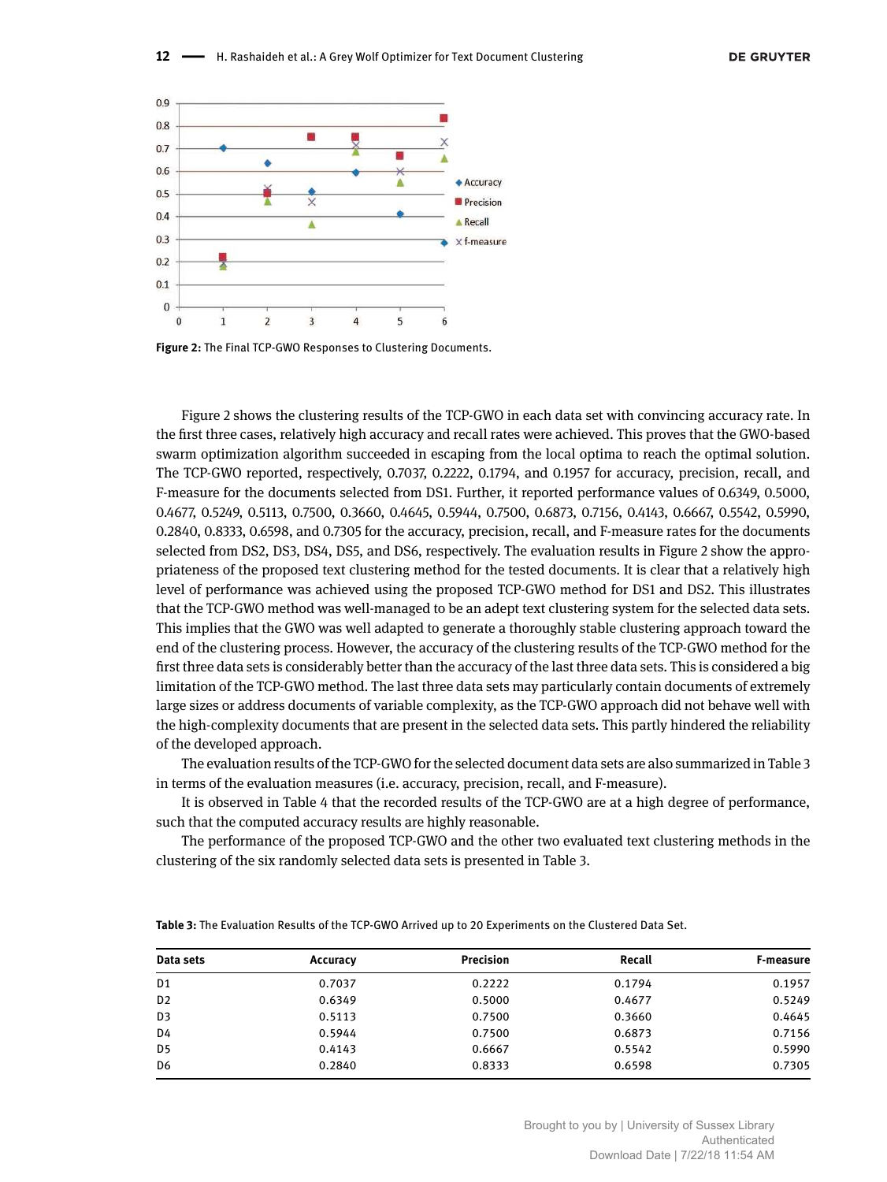Figure 2: The Final TCP-GWO Responses to Clustering Documents.

Figure 2 shows the clustering results of the TCP-GWO in each data set with convincing accuracy rate. In the first three cases, relatively high accuracy and recall rates were achieved. This proves that the GWO-based swarm optimization algorithm succeeded in escaping from the local optima to reach the optimal solution. The TCP-GWO reported, respectively, 0.7037, 0.2222, 0.1794, and 0.1957 for accuracy, precision, recall, and F-measure for the documents selected from DS1. Further, it reported performance values of 0.6349, 0.5000, 0.4677, 0.5249, 0.5113, 0.7500, 0.3660, 0.4645, 0.5944, 0.7500, 0.6873, 0.7156, 0.4143, 0.6667, 0.5542, 0.5990, 0.2840, 0.8333, 0.6598, and 0.7305 for the accuracy, precision, recall, and F-measure rates for the documents selected from DS2, DS3, DS4, DS5, and DS6, respectively. The evaluation results in Figure 2 show the appropriateness of the proposed text clustering method for the tested documents. It is clear that a relatively high level of performance was achieved using the proposed TCP-GWO method for DS1 and DS2. This illustrates that the TCP-GWO method was well-managed to be an adept text clustering system for the selected data sets. This implies that the GWO was well adapted to generate a thoroughly stable clustering approach toward the end of the clustering process. However, the accuracy of the clustering results of the TCP-GWO method for the first three data sets is considerably better than the accuracy of the last three data sets. This is considered a big limitation of the TCP-GWO method. The last three data sets may particularly contain documents of extremely large sizes or address documents of variable complexity, as the TCP-GWO approach did not behave well with the high-complexity documents that are present in the selected data sets. This partly hindered the reliability of the developed approach.

The evaluation results of the TCP-GWO for the selected document data sets are also summarized in Table 3 in terms of the evaluation measures (i.e. accuracy, precision, recall, and F-measure).

It is observed in Table 4 that the recorded results of the TCP-GWO are at a high degree of performance, such that the computed accuracy results are highly reasonable.

The performance of the proposed TCP-GWO and the other two evaluated text clustering methods in the clustering of the six randomly selected data sets is presented in Table 3.

**Table 3:** The Evaluation Results of the TCP-GWO Arrived up to 20 Experiments on the Clustered Data Set.

| Data sets | Accuracy | Precision | Recall | F-measure |
|---|---|---|---|---|
| D1 | 0.7037 | 0.2222 | 0.1794 | 0.1957 |
| D2 | 0.6349 | 0.5000 | 0.4677 | 0.5249 |
| D3 | 0.5113 | 0.7500 | 0.3660 | 0.4645 |
| D4 | 0.5944 | 0.7500 | 0.6873 | 0.7156 |
| D5 | 0.4143 | 0.6667 | 0.5542 | 0.5990 |
| D6 | 0.2840 | 0.8333 | 0.6598 | 0.7305 |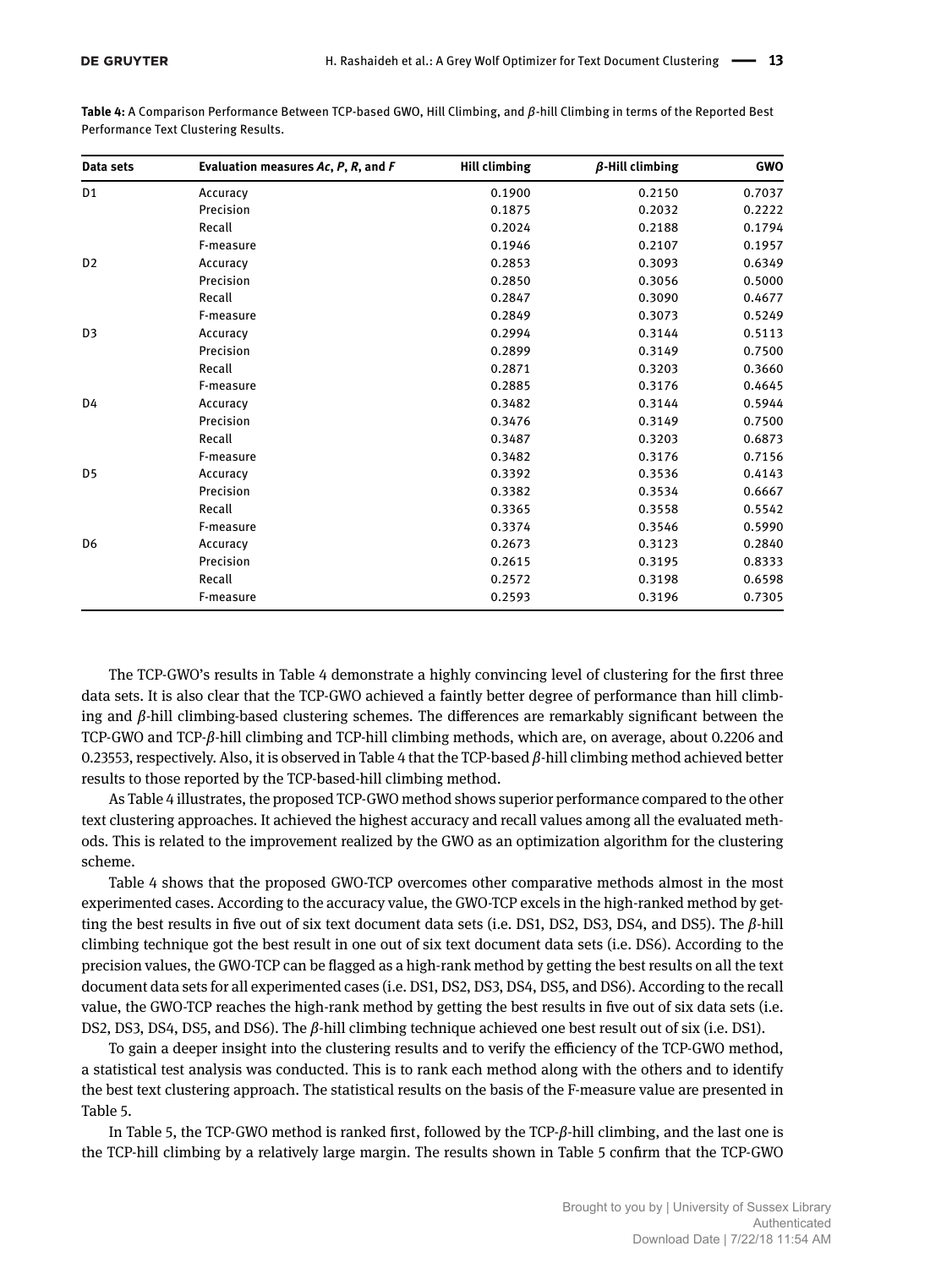**Table 4:** A Comparison Performance Between TCP-based GWO, Hill Climbing, and $\beta$-hill Climbing in terms of the Reported Best Performance Text Clustering Results.

| Data sets | Evaluation measures *Ac*, *P*, *R*, and *F* | Hill climbing | $\beta$-Hill climbing | GWO |
|---|---|---|---|---|
| D1 | Accuracy | 0.1900 | 0.2150 | 0.7037 |
| | Precision | 0.1875 | 0.2032 | 0.2222 |
| | Recall | 0.2024 | 0.2188 | 0.1794 |
| | F-measure | 0.1946 | 0.2107 | 0.1957 |
| D2 | Accuracy | 0.2853 | 0.3093 | 0.6349 |
| | Precision | 0.2850 | 0.3056 | 0.5000 |
| | Recall | 0.2847 | 0.3090 | 0.4677 |
| | F-measure | 0.2849 | 0.3073 | 0.5249 |
| D3 | Accuracy | 0.2994 | 0.3144 | 0.5113 |
| | Precision | 0.2899 | 0.3149 | 0.7500 |
| | Recall | 0.2871 | 0.3203 | 0.3660 |
| | F-measure | 0.2885 | 0.3176 | 0.4645 |
| D4 | Accuracy | 0.3482 | 0.3144 | 0.5944 |
| | Precision | 0.3476 | 0.3149 | 0.7500 |
| | Recall | 0.3487 | 0.3203 | 0.6873 |
| | F-measure | 0.3482 | 0.3176 | 0.7156 |
| D5 | Accuracy | 0.3392 | 0.3536 | 0.4143 |
| | Precision | 0.3382 | 0.3534 | 0.6667 |
| | Recall | 0.3365 | 0.3558 | 0.5542 |
| | F-measure | 0.3374 | 0.3546 | 0.5990 |
| D6 | Accuracy | 0.2673 | 0.3123 | 0.2840 |
| | Precision | 0.2615 | 0.3195 | 0.8333 |
| | Recall | 0.2572 | 0.3198 | 0.6598 |
| | F-measure | 0.2593 | 0.3196 | 0.7305 |

The TCP-GWO's results in Table 4 demonstrate a highly convincing level of clustering for the first three data sets. It is also clear that the TCP-GWO achieved a faintly better degree of performance than hill climbing and $\beta$-hill climbing-based clustering schemes. The differences are remarkably significant between the TCP-GWO and TCP-$\beta$-hill climbing and TCP-hill climbing methods, which are, on average, about 0.2206 and 0.23553, respectively. Also, it is observed in Table 4 that the TCP-based $\beta$-hill climbing method achieved better results to those reported by the TCP-based-hill climbing method.

As Table 4 illustrates, the proposed TCP-GWO method shows superior performance compared to the other text clustering approaches. It achieved the highest accuracy and recall values among all the evaluated methods. This is related to the improvement realized by the GWO as an optimization algorithm for the clustering scheme.

Table 4 shows that the proposed GWO-TCP overcomes other comparative methods almost in the most experimented cases. According to the accuracy value, the GWO-TCP excels in the high-ranked method by getting the best results in five out of six text document data sets (i.e. DS1, DS2, DS3, DS4, and DS5). The $\beta$-hill climbing technique got the best result in one out of six text document data sets (i.e. DS6). According to the precision values, the GWO-TCP can be flagged as a high-rank method by getting the best results on all the text document data sets for all experimented cases (i.e. DS1, DS2, DS3, DS4, DS5, and DS6). According to the recall value, the GWO-TCP reaches the high-rank method by getting the best results in five out of six data sets (i.e. DS2, DS3, DS4, DS5, and DS6). The $\beta$-hill climbing technique achieved one best result out of six (i.e. DS1).

To gain a deeper insight into the clustering results and to verify the efficiency of the TCP-GWO method, a statistical test analysis was conducted. This is to rank each method along with the others and to identify the best text clustering approach. The statistical results on the basis of the F-measure value are presented in Table 5.

In Table 5, the TCP-GWO method is ranked first, followed by the TCP-$\beta$-hill climbing, and the last one is the TCP-hill climbing by a relatively large margin. The results shown in Table 5 confirm that the TCP-GWO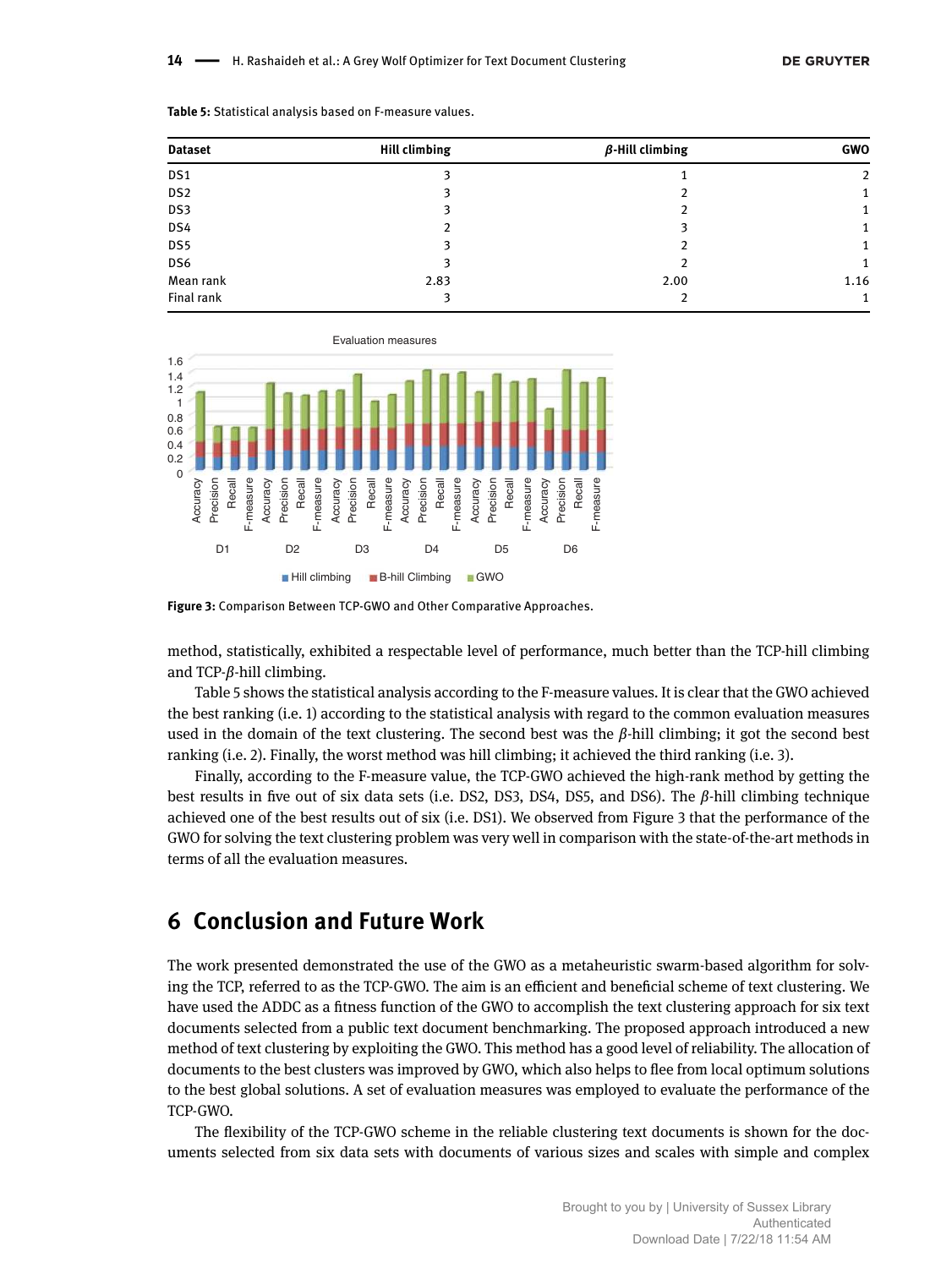Table 5: Statistical analysis based on F-measure values.

| Dataset | Hill climbing | $\beta$-Hill climbing | GWO |
|---|---|---|---|
| DS1 | 3 | 1 | 2 |
| DS2 | 3 | 2 | 1 |
| DS3 | 3 | 2 | 1 |
| DS4 | 2 | 3 | 1 |
| DS5 | 3 | 2 | 1 |
| DS6 | 3 | 2 | 1 |
| Mean rank | 2.83 | 2.00 | 1.16 |
| Final rank | 3 | 2 | 1 |

**Figure 3:** Comparison Between TCP-GWO and Other Comparative Approaches.

method, statistically, exhibited a respectable level of performance, much better than the TCP-hill climbing and TCP-$\beta$-hill climbing.

Table 5 shows the statistical analysis according to the F-measure values. It is clear that the GWO achieved the best ranking (i.e. 1) according to the statistical analysis with regard to the common evaluation measures used in the domain of the text clustering. The second best was the $\beta$-hill climbing; it got the second best ranking (i.e. 2). Finally, the worst method was hill climbing; it achieved the third ranking (i.e. 3).

Finally, according to the F-measure value, the TCP-GWO achieved the high-rank method by getting the best results in five out of six data sets (i.e. DS2, DS3, DS4, DS5, and DS6). The $\beta$-hill climbing technique achieved one of the best results out of six (i.e. DS1). We observed from Figure 3 that the performance of the GWO for solving the text clustering problem was very well in comparison with the state-of-the-art methods in terms of all the evaluation measures.

## 6 Conclusion and Future Work

The work presented demonstrated the use of the GWO as a metaheuristic swarm-based algorithm for solving the TCP, referred to as the TCP-GWO. The aim is an efficient and beneficial scheme of text clustering. We have used the ADDC as a fitness function of the GWO to accomplish the text clustering approach for six text documents selected from a public text document benchmarking. The proposed approach introduced a new method of text clustering by exploiting the GWO. This method has a good level of reliability. The allocation of documents to the best clusters was improved by GWO, which also helps to flee from local optimum solutions to the best global solutions. A set of evaluation measures was employed to evaluate the performance of the TCP-GWO.

The flexibility of the TCP-GWO scheme in the reliable clustering text documents is shown for the documents selected from six data sets with documents of various sizes and scales with simple and complex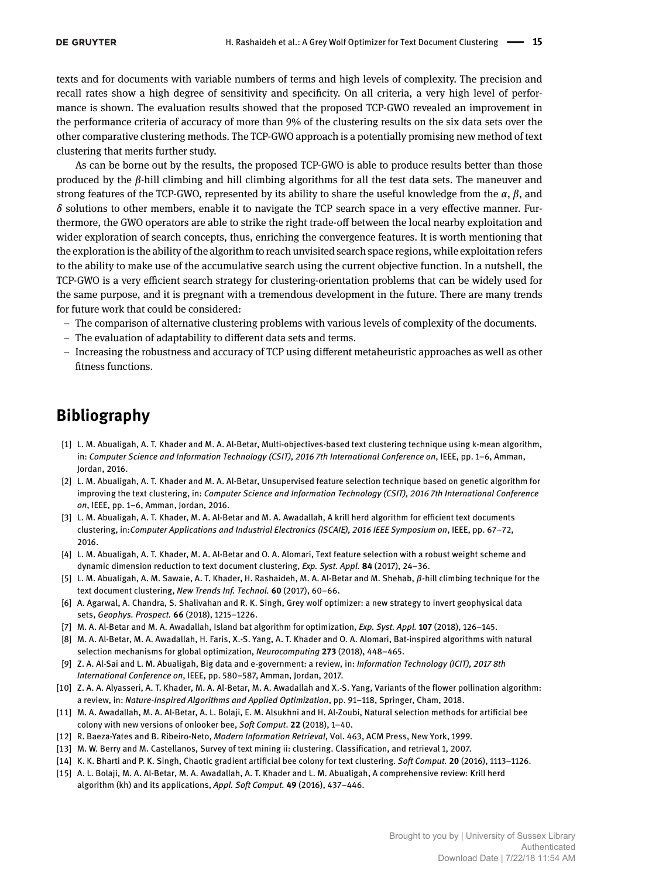texts and for documents with variable numbers of terms and high levels of complexity. The precision and recall rates show a high degree of sensitivity and specificity. On all criteria, a very high level of performance is shown. The evaluation results showed that the proposed TCP-GWO revealed an improvement in the performance criteria of accuracy of more than 9% of the clustering results on the six data sets over the other comparative clustering methods. The TCP-GWO approach is a potentially promising new method of text clustering that merits further study.

As can be borne out by the results, the proposed TCP-GWO is able to produce results better than those produced by the $\beta$-hill climbing and hill climbing algorithms for all the test data sets. The maneuver and strong features of the TCP-GWO, represented by its ability to share the useful knowledge from the $\alpha$, $\beta$, and $\delta$ solutions to other members, enable it to navigate the TCP search space in a very effective manner. Furthermore, the GWO operators are able to strike the right trade-off between the local nearby exploitation and wider exploration of search concepts, thus, enriching the convergence features. It is worth mentioning that the exploration is the ability of the algorithm to reach unvisited search space regions, while exploitation refers to the ability to make use of the accumulative search using the current objective function. In a nutshell, the TCP-GWO is a very efficient search strategy for clustering-orientation problems that can be widely used for the same purpose, and it is pregnant with a tremendous development in the future. There are many trends for future work that could be considered:

- The comparison of alternative clustering problems with various levels of complexity of the documents.
- The evaluation of adaptability to different data sets and terms.
- Increasing the robustness and accuracy of TCP using different metaheuristic approaches as well as other fitness functions.

# Bibliography

[1] L. M. Abualigah, A. T. Khader and M. A. Al-Betar, Multi-objectives-based text clustering technique using k-mean algorithm, in: *Computer Science and Information Technology (CSIT), 2016 7th International Conference on*, IEEE, pp. 1–6, Amman, Jordan, 2016.

[2] L. M. Abualigah, A. T. Khader and M. A. Al-Betar, Unsupervised feature selection technique based on genetic algorithm for improving the text clustering, in: *Computer Science and Information Technology (CSIT), 2016 7th International Conference on*, IEEE, pp. 1–6, Amman, Jordan, 2016.

[3] L. M. Abualigah, A. T. Khader, M. A. Al-Betar and M. A. Awadallah, A krill herd algorithm for efficient text documents clustering, in: *Computer Applications and Industrial Electronics (ISCAIE), 2016 IEEE Symposium on*, IEEE, pp. 67–72, 2016.

[4] L. M. Abualigah, A. T. Khader, M. A. Al-Betar and O. A. Alomari, Text feature selection with a robust weight scheme and dynamic dimension reduction to text document clustering, *Exp. Syst. Appl.* **84** (2017), 24–36.

[5] L. M. Abualigah, A. M. Sawaie, A. T. Khader, H. Rashaideh, M. A. Al-Betar and M. Shehab, $\beta$-hill climbing technique for the text document clustering, *New Trends Inf. Technol.* **60** (2017), 60–66.

[6] A. Agarwal, A. Chandra, S. Shalivahan and R. K. Singh, Grey wolf optimizer: a new strategy to invert geophysical data sets, *Geophys. Prospect.* **66** (2018), 1215–1226.

[7] M. A. Al-Betar and M. A. Awadallah, Island bat algorithm for optimization, *Exp. Syst. Appl.* **107** (2018), 126–145.

[8] M. A. Al-Betar, M. A. Awadallah, H. Faris, X.-S. Yang, A. T. Khader and O. A. Alomari, Bat-inspired algorithms with natural selection mechanisms for global optimization, *Neurocomputing* **273** (2018), 448–465.

[9] Z. A. Al-Sai and L. M. Abualigah, Big data and e-government: a review, in: *Information Technology (ICIT), 2017 8th International Conference on*, IEEE, pp. 580–587, Amman, Jordan, 2017.

[10] Z. A. A. Alyasseri, A. T. Khader, M. A. Al-Betar, M. A. Awadallah and X.-S. Yang, Variants of the flower pollination algorithm: a review, in: *Nature-Inspired Algorithms and Applied Optimization*, pp. 91–118, Springer, Cham, 2018.

[11] M. A. Awadallah, M. A. Al-Betar, A. L. Bolaji, E. M. Alsukhni and H. Al-Zoubi, Natural selection methods for artificial bee colony with new versions of onlooker bee, *Soft Comput.* **22** (2018), 1–40.

[12] R. Baeza-Yates and B. Ribeiro-Neto, *Modern Information Retrieval*, Vol. 463, ACM Press, New York, 1999.

[13] M. W. Berry and M. Castellanos, Survey of text mining ii: clustering. Classification, and retrieval 1, 2007.

[14] K. K. Bharti and P. K. Singh, Chaotic gradient artificial bee colony for text clustering. *Soft Comput.* **20** (2016), 1113–1126.

[15] A. L. Bolaji, M. A. Al-Betar, M. A. Awadallah, A. T. Khader and L. M. Abualigah, A comprehensive review: Krill herd algorithm (kh) and its applications, *Appl. Soft Comput.* **49** (2016), 437–446.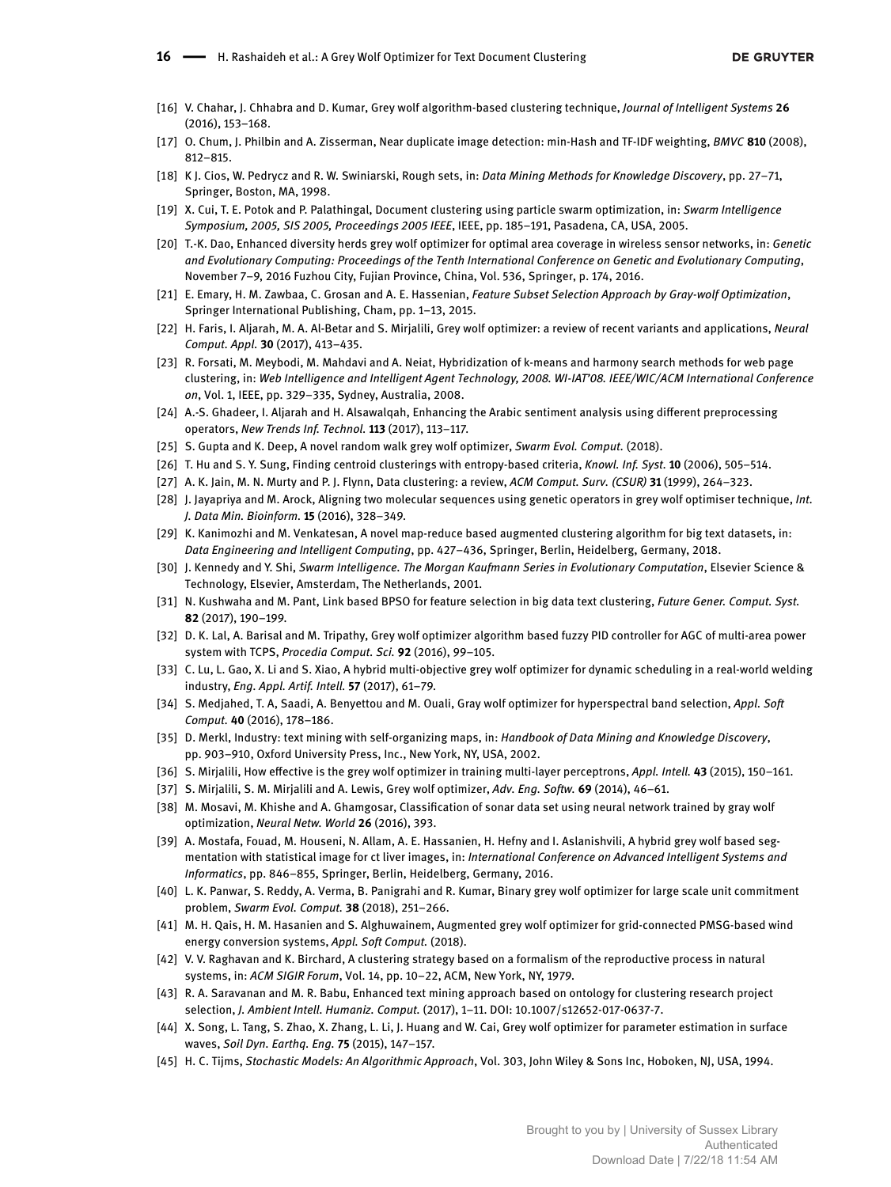[16] V. Chahar, J. Chhabra and D. Kumar, Grey wolf algorithm-based clustering technique, *Journal of Intelligent Systems* **26** (2016), 153–168.

[17] O. Chum, J. Philbin and A. Zisserman, Near duplicate image detection: min-Hash and TF-IDF weighting, *BMVC* **810** (2008), 812–815.

[18] K J. Cios, W. Pedrycz and R. W. Swiniarski, Rough sets, in: *Data Mining Methods for Knowledge Discovery*, pp. 27–71, Springer, Boston, MA, 1998.

[19] X. Cui, T. E. Potok and P. Palathingal, Document clustering using particle swarm optimization, in: *Swarm Intelligence Symposium, 2005, SIS 2005, Proceedings 2005 IEEE*, IEEE, pp. 185–191, Pasadena, CA, USA, 2005.

[20] T.-K. Dao, Enhanced diversity herds grey wolf optimizer for optimal area coverage in wireless sensor networks, in: *Genetic and Evolutionary Computing: Proceedings of the Tenth International Conference on Genetic and Evolutionary Computing*, November 7–9, 2016 Fuzhou City, Fujian Province, China, Vol. 536, Springer, p. 174, 2016.

[21] E. Emary, H. M. Zawbaa, C. Grosan and A. E. Hassenian, *Feature Subset Selection Approach by Gray-wolf Optimization*, Springer International Publishing, Cham, pp. 1–13, 2015.

[22] H. Faris, I. Aljarah, M. A. Al-Betar and S. Mirjalili, Grey wolf optimizer: a review of recent variants and applications, *Neural Comput. Appl.* **30** (2017), 413–435.

[23] R. Forsati, M. Meybodi, M. Mahdavi and A. Neiat, Hybridization of k-means and harmony search methods for web page clustering, in: *Web Intelligence and Intelligent Agent Technology, 2008. WI-IAT'08. IEEE/WIC/ACM International Conference on*, Vol. 1, IEEE, pp. 329–335, Sydney, Australia, 2008.

[24] A.-S. Ghadeer, I. Aljarah and H. Alsawalqah, Enhancing the Arabic sentiment analysis using different preprocessing operators, *New Trends Inf. Technol.* **113** (2017), 113–117.

[25] S. Gupta and K. Deep, A novel random walk grey wolf optimizer, *Swarm Evol. Comput.* (2018).

[26] T. Hu and S. Y. Sung, Finding centroid clusterings with entropy-based criteria, *Knowl. Inf. Syst.* **10** (2006), 505–514.

[27] A. K. Jain, M. N. Murty and P. J. Flynn, Data clustering: a review, *ACM Comput. Surv. (CSUR)* **31** (1999), 264–323.

[28] J. Jayapriya and M. Arock, Aligning two molecular sequences using genetic operators in grey wolf optimiser technique, *Int. J. Data Min. Bioinform.* **15** (2016), 328–349.

[29] K. Kanimozhi and M. Venkatesan, A novel map-reduce based augmented clustering algorithm for big text datasets, in: *Data Engineering and Intelligent Computing*, pp. 427–436, Springer, Berlin, Heidelberg, Germany, 2018.

[30] J. Kennedy and Y. Shi, *Swarm Intelligence. The Morgan Kaufmann Series in Evolutionary Computation*, Elsevier Science & Technology, Elsevier, Amsterdam, The Netherlands, 2001.

[31] N. Kushwaha and M. Pant, Link based BPSO for feature selection in big data text clustering, *Future Gener. Comput. Syst.* **82** (2017), 190–199.

[32] D. K. Lal, A. Barisal and M. Tripathy, Grey wolf optimizer algorithm based fuzzy PID controller for AGC of multi-area power system with TCPS, *Procedia Comput. Sci.* **92** (2016), 99–105.

[33] C. Lu, L. Gao, X. Li and S. Xiao, A hybrid multi-objective grey wolf optimizer for dynamic scheduling in a real-world welding industry, *Eng. Appl. Artif. Intell.* **57** (2017), 61–79.

[34] S. Medjahed, T. A, Saadi, A. Benyettou and M. Ouali, Gray wolf optimizer for hyperspectral band selection, *Appl. Soft Comput.* **40** (2016), 178–186.

[35] D. Merkl, Industry: text mining with self-organizing maps, in: *Handbook of Data Mining and Knowledge Discovery*, pp. 903–910, Oxford University Press, Inc., New York, NY, USA, 2002.

[36] S. Mirjalili, How effective is the grey wolf optimizer in training multi-layer perceptrons, *Appl. Intell.* **43** (2015), 150–161.

[37] S. Mirjalili, S. M. Mirjalili and A. Lewis, Grey wolf optimizer, *Adv. Eng. Softw.* **69** (2014), 46–61.

[38] M. Mosavi, M. Khishe and A. Ghamgosar, Classification of sonar data set using neural network trained by gray wolf optimization, *Neural Netw. World* **26** (2016), 393.

[39] A. Mostafa, Fouad, M. Houseni, N. Allam, A. E. Hassanien, H. Hefny and I. Aslanishvili, A hybrid grey wolf based segmentation with statistical image for ct liver images, in: *International Conference on Advanced Intelligent Systems and Informatics*, pp. 846–855, Springer, Berlin, Heidelberg, Germany, 2016.

[40] L. K. Panwar, S. Reddy, A. Verma, B. Panigrahi and R. Kumar, Binary grey wolf optimizer for large scale unit commitment problem, *Swarm Evol. Comput.* **38** (2018), 251–266.

[41] M. H. Qais, H. M. Hasanien and S. Alghuwainem, Augmented grey wolf optimizer for grid-connected PMSG-based wind energy conversion systems, *Appl. Soft Comput.* (2018).

[42] V. V. Raghavan and K. Birchard, A clustering strategy based on a formalism of the reproductive process in natural systems, in: *ACM SIGIR Forum*, Vol. 14, pp. 10–22, ACM, New York, NY, USA, 1979.

[43] R. A. Saravanan and M. R. Babu, Enhanced text mining approach based on ontology for clustering research project selection, *J. Ambient Intell. Humaniz. Comput.* (2017), 1–11. DOI: 10.1007/s12652-017-0637-7.

[44] X. Song, L. Tang, S. Zhao, X. Zhang, L. Li, J. Huang and W. Cai, Grey wolf optimizer for parameter estimation in surface waves, *Soil Dyn. Earthq. Eng.* **75** (2015), 147–157.

[45] H. C. Tijms, *Stochastic Models: An Algorithmic Approach*, Vol. 303, John Wiley & Sons Inc, Hoboken, NJ, USA, 1994.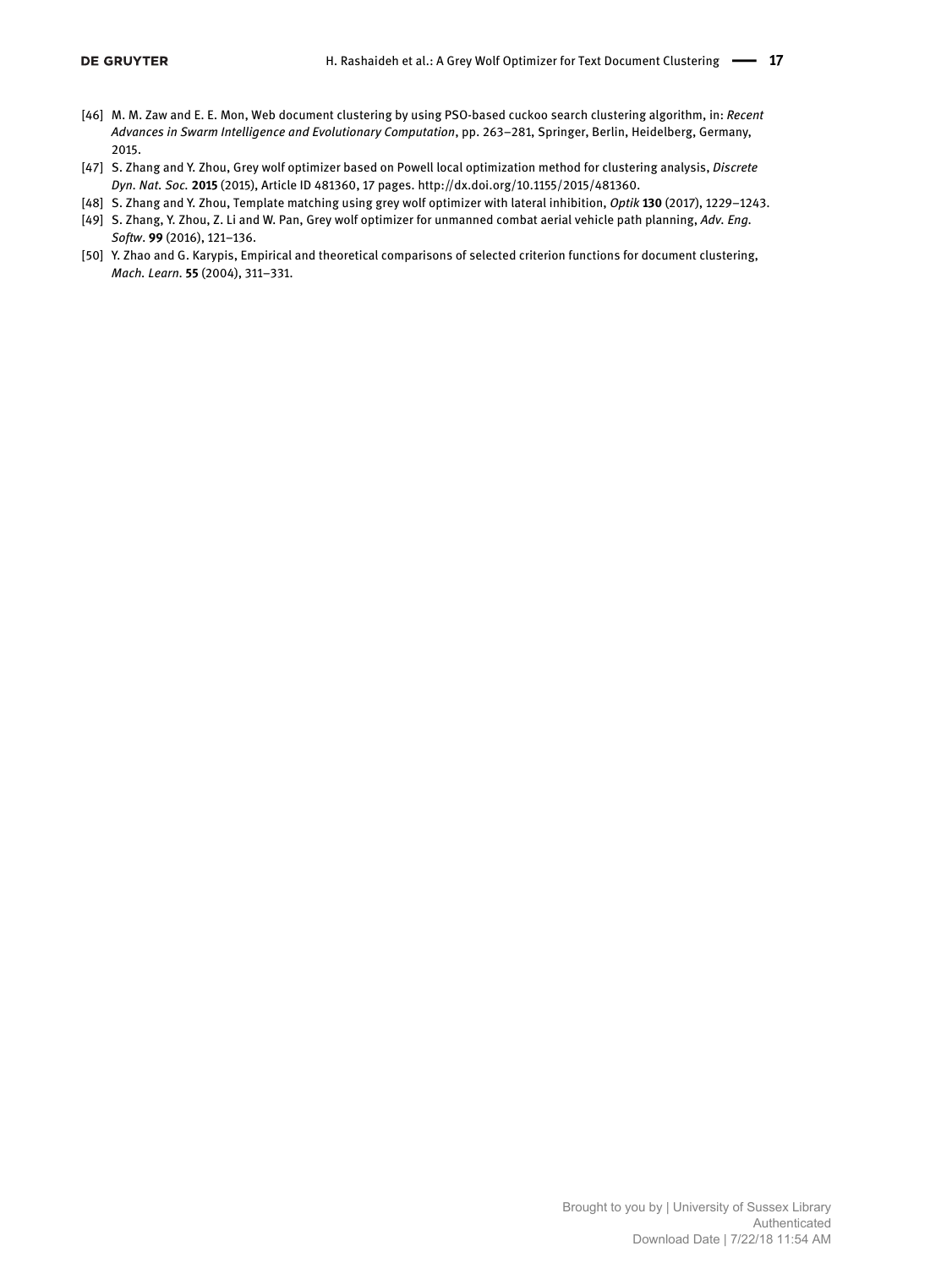[46] M. M. Zaw and E. E. Mon, Web document clustering by using PSO-based cuckoo search clustering algorithm, in: *Recent Advances in Swarm Intelligence and Evolutionary Computation*, pp. 263–281, Springer, Berlin, Heidelberg, Germany, 2015.

[47] S. Zhang and Y. Zhou, Grey wolf optimizer based on Powell local optimization method for clustering analysis, *Discrete Dyn. Nat. Soc.* **2015** (2015), Article ID 481360, 17 pages. http://dx.doi.org/10.1155/2015/481360.

[48] S. Zhang and Y. Zhou, Template matching using grey wolf optimizer with lateral inhibition, *Optik* **130** (2017), 1229–1243.

[49] S. Zhang, Y. Zhou, Z. Li and W. Pan, Grey wolf optimizer for unmanned combat aerial vehicle path planning, *Adv. Eng. Softw.* **99** (2016), 121–136.

[50] Y. Zhao and G. Karypis, Empirical and theoretical comparisons of selected criterion functions for document clustering, *Mach. Learn.* **55** (2004), 311–331.